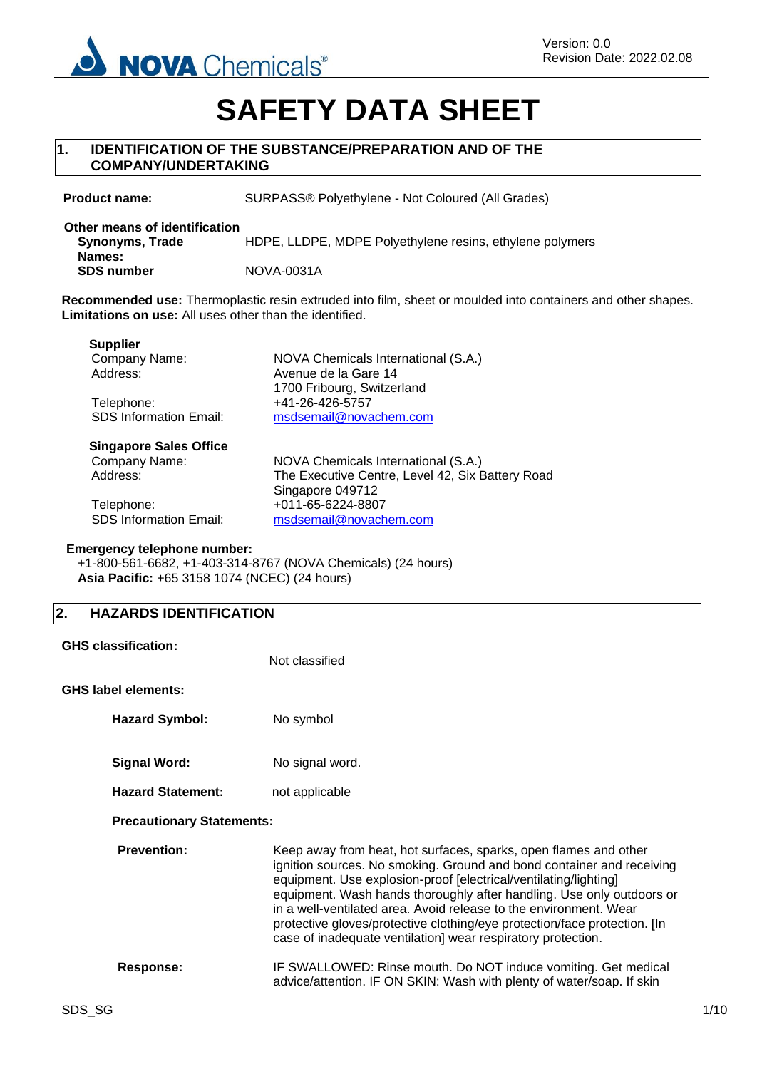# SAFETY DATA SHEET

## 1. IDENTIFICATION OF THE SUBSTANCE/PREPARATION AND OF THE COMPANY/UNDERTAKING

**Product name:** SURPASS® Polyethylene - Not Coloured (All Grades)

**Other means of identification**

**Synonyms, Trade Names:** HDPE, LLDPE, MDPE Polyethylene resins, ethylene polymers

**SDS number** NOVA-0031A

**Recommended use:** Thermoplastic resin extruded into film, sheet or moulded into containers and other shapes.
**Limitations on use:** All uses other than the identified.

**Supplier**

Company Name: NOVA Chemicals International (S.A.)
Address: Avenue de la Gare 14
1700 Fribourg, Switzerland
Telephone: +41-26-426-5757
SDS Information Email: msdsemail@novachem.com

**Singapore Sales Office**

Company Name: NOVA Chemicals International (S.A.)
Address: The Executive Centre, Level 42, Six Battery Road
Singapore 049712
Telephone: +011-65-6224-8807
SDS Information Email: msdsemail@novachem.com

**Emergency telephone number:**
+1-800-561-6682, +1-403-314-8767 (NOVA Chemicals) (24 hours)
**Asia Pacific:** +65 3158 1074 (NCEC) (24 hours)

## 2. HAZARDS IDENTIFICATION

**GHS classification:** Not classified

**GHS label elements:**

**Hazard Symbol:** No symbol

**Signal Word:** No signal word.

**Hazard Statement:** not applicable

**Precautionary Statements:**

**Prevention:** Keep away from heat, hot surfaces, sparks, open flames and other ignition sources. No smoking. Ground and bond container and receiving equipment. Use explosion-proof [electrical/ventilating/lighting] equipment. Wash hands thoroughly after handling. Use only outdoors or in a well-ventilated area. Avoid release to the environment. Wear protective gloves/protective clothing/eye protection/face protection. [In case of inadequate ventilation] wear respiratory protection.

**Response:** IF SWALLOWED: Rinse mouth. Do NOT induce vomiting. Get medical advice/attention. IF ON SKIN: Wash with plenty of water/soap. If skin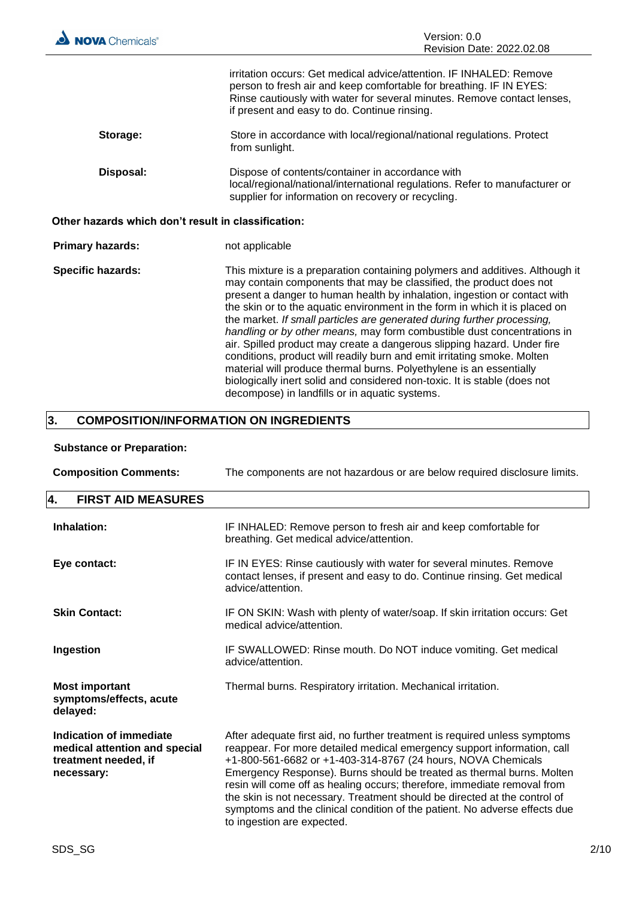irritation occurs: Get medical advice/attention. IF INHALED: Remove person to fresh air and keep comfortable for breathing. IF IN EYES: Rinse cautiously with water for several minutes. Remove contact lenses, if present and easy to do. Continue rinsing.

**Storage:** Store in accordance with local/regional/national regulations. Protect from sunlight.

**Disposal:** Dispose of contents/container in accordance with local/regional/national/international regulations. Refer to manufacturer or supplier for information on recovery or recycling.

**Other hazards which don't result in classification:**

**Primary hazards:** not applicable

**Specific hazards:** This mixture is a preparation containing polymers and additives. Although it may contain components that may be classified, the product does not present a danger to human health by inhalation, ingestion or contact with the skin or to the aquatic environment in the form in which it is placed on the market. *If small particles are generated during further processing, handling or by other means,* may form combustible dust concentrations in air. Spilled product may create a dangerous slipping hazard. Under fire conditions, product will readily burn and emit irritating smoke. Molten material will produce thermal burns. Polyethylene is an essentially biologically inert solid and considered non-toxic. It is stable (does not decompose) in landfills or in aquatic systems.

## 3. COMPOSITION/INFORMATION ON INGREDIENTS

**Substance or Preparation:**

**Composition Comments:** The components are not hazardous or are below required disclosure limits.

## 4. FIRST AID MEASURES

**Inhalation:** IF INHALED: Remove person to fresh air and keep comfortable for breathing. Get medical advice/attention.

**Eye contact:** IF IN EYES: Rinse cautiously with water for several minutes. Remove contact lenses, if present and easy to do. Continue rinsing. Get medical advice/attention.

**Skin Contact:** IF ON SKIN: Wash with plenty of water/soap. If skin irritation occurs: Get medical advice/attention.

**Ingestion** IF SWALLOWED: Rinse mouth. Do NOT induce vomiting. Get medical advice/attention.

**Most important symptoms/effects, acute delayed:** Thermal burns. Respiratory irritation. Mechanical irritation.

**Indication of immediate medical attention and special treatment needed, if necessary:** After adequate first aid, no further treatment is required unless symptoms reappear. For more detailed medical emergency support information, call +1-800-561-6682 or +1-403-314-8767 (24 hours, NOVA Chemicals Emergency Response). Burns should be treated as thermal burns. Molten resin will come off as healing occurs; therefore, immediate removal from the skin is not necessary. Treatment should be directed at the control of symptoms and the clinical condition of the patient. No adverse effects due to ingestion are expected.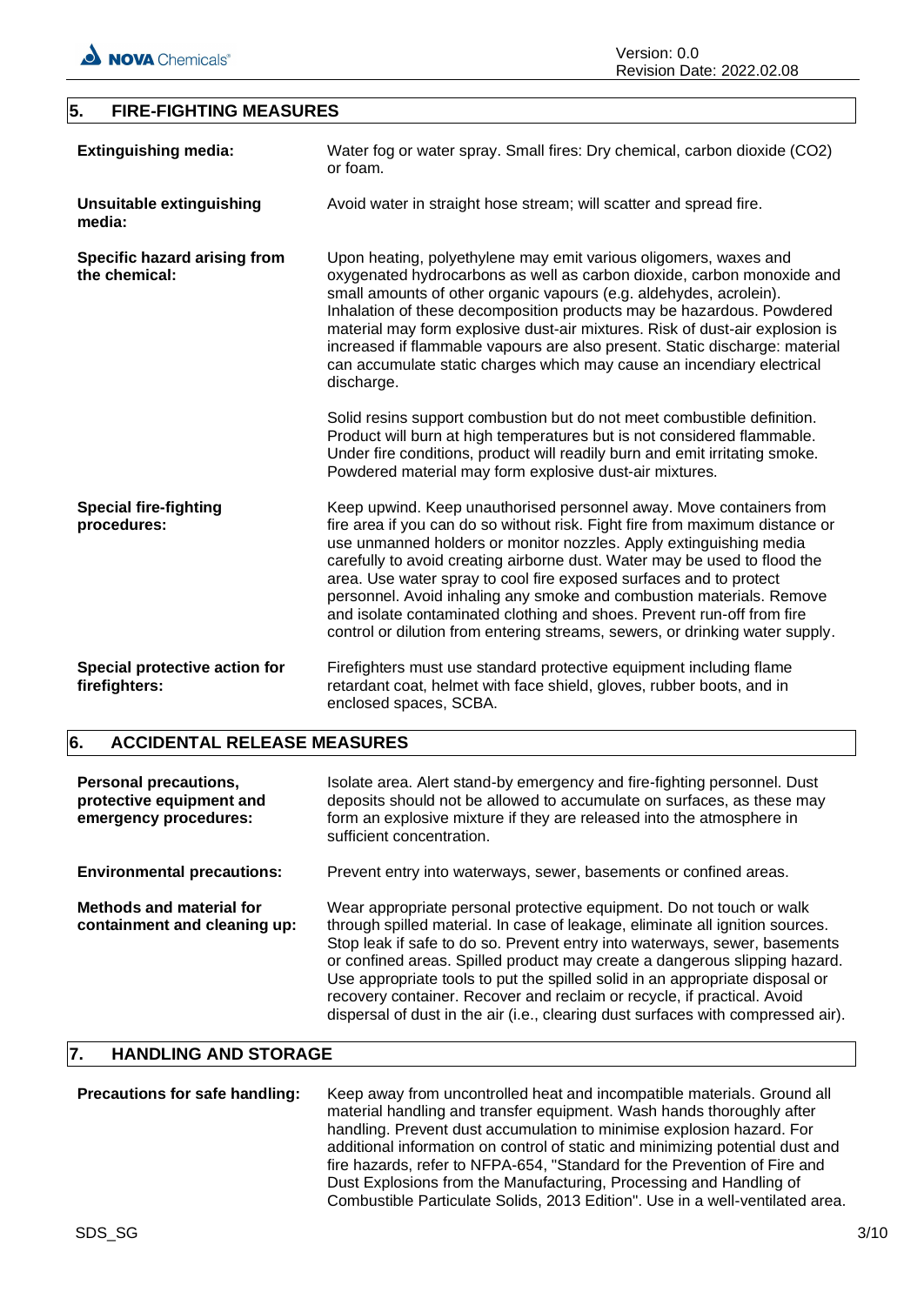## 5. FIRE-FIGHTING MEASURES

**Extinguishing media:** Water fog or water spray. Small fires: Dry chemical, carbon dioxide ($CO_2$) or foam.

**Unsuitable extinguishing media:** Avoid water in straight hose stream; will scatter and spread fire.

**Specific hazard arising from the chemical:** Upon heating, polyethylene may emit various oligomers, waxes and oxygenated hydrocarbons as well as carbon dioxide, carbon monoxide and small amounts of other organic vapours (e.g. aldehydes, acrolein). Inhalation of these decomposition products may be hazardous. Powdered material may form explosive dust-air mixtures. Risk of dust-air explosion is increased if flammable vapours are also present. Static discharge: material can accumulate static charges which may cause an incendiary electrical discharge.

Solid resins support combustion but do not meet combustible definition. Product will burn at high temperatures but is not considered flammable. Under fire conditions, product will readily burn and emit irritating smoke. Powdered material may form explosive dust-air mixtures.

**Special fire-fighting procedures:** Keep upwind. Keep unauthorised personnel away. Move containers from fire area if you can do so without risk. Fight fire from maximum distance or use unmanned holders or monitor nozzles. Apply extinguishing media carefully to avoid creating airborne dust. Water may be used to flood the area. Use water spray to cool fire exposed surfaces and to protect personnel. Avoid inhaling any smoke and combustion materials. Remove and isolate contaminated clothing and shoes. Prevent run-off from fire control or dilution from entering streams, sewers, or drinking water supply.

**Special protective action for firefighters:** Firefighters must use standard protective equipment including flame retardant coat, helmet with face shield, gloves, rubber boots, and in enclosed spaces, SCBA.

## 6. ACCIDENTAL RELEASE MEASURES

**Personal precautions, protective equipment and emergency procedures:** Isolate area. Alert stand-by emergency and fire-fighting personnel. Dust deposits should not be allowed to accumulate on surfaces, as these may form an explosive mixture if they are released into the atmosphere in sufficient concentration.

**Environmental precautions:** Prevent entry into waterways, sewer, basements or confined areas.

**Methods and material for containment and cleaning up:** Wear appropriate personal protective equipment. Do not touch or walk through spilled material. In case of leakage, eliminate all ignition sources. Stop leak if safe to do so. Prevent entry into waterways, sewer, basements or confined areas. Spilled product may create a dangerous slipping hazard. Use appropriate tools to put the spilled solid in an appropriate disposal or recovery container. Recover and reclaim or recycle, if practical. Avoid dispersal of dust in the air (i.e., clearing dust surfaces with compressed air).

## 7. HANDLING AND STORAGE

**Precautions for safe handling:** Keep away from uncontrolled heat and incompatible materials. Ground all material handling and transfer equipment. Wash hands thoroughly after handling. Prevent dust accumulation to minimise explosion hazard. For additional information on control of static and minimizing potential dust and fire hazards, refer to NFPA-654, "Standard for the Prevention of Fire and Dust Explosions from the Manufacturing, Processing and Handling of Combustible Particulate Solids, 2013 Edition". Use in a well-ventilated area.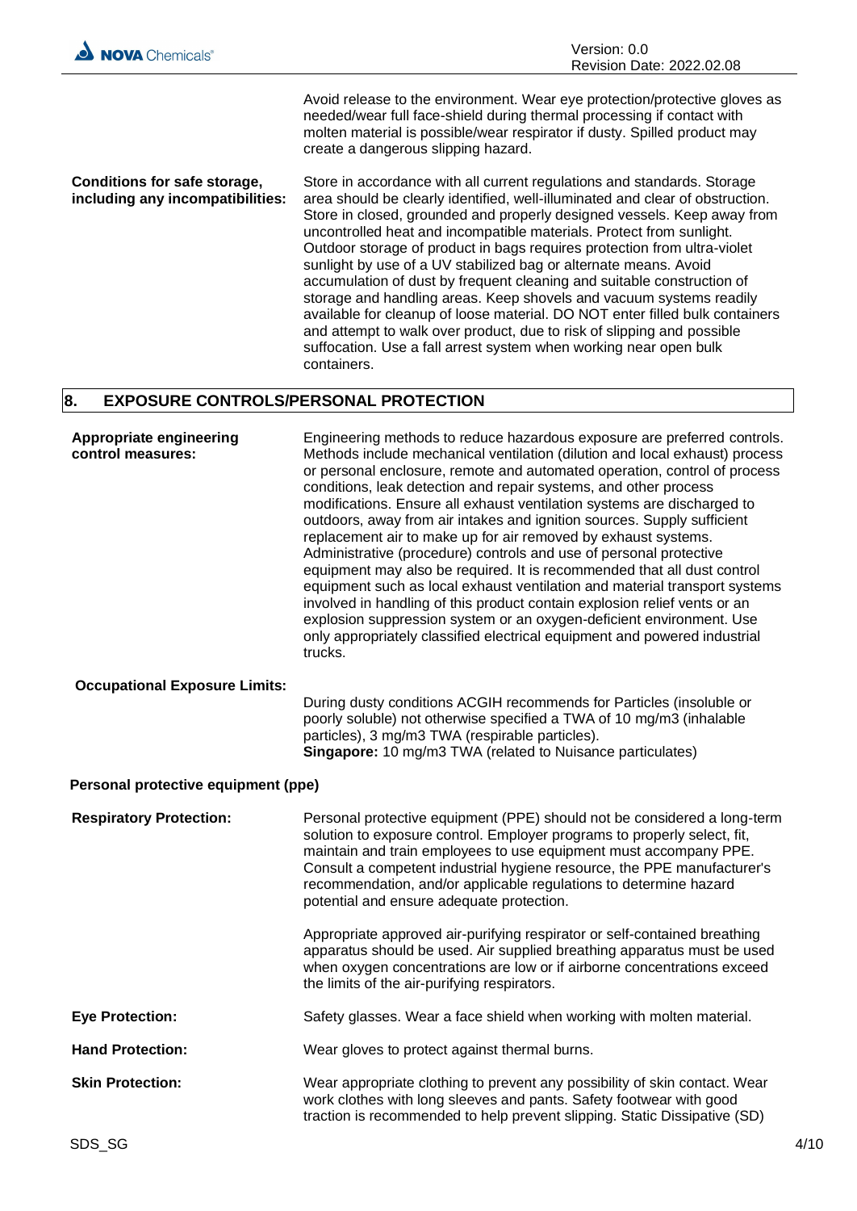Avoid release to the environment. Wear eye protection/protective gloves as needed/wear full face-shield during thermal processing if contact with molten material is possible/wear respirator if dusty. Spilled product may create a dangerous slipping hazard.

**Conditions for safe storage, including any incompatibilities:** Store in accordance with all current regulations and standards. Storage area should be clearly identified, well-illuminated and clear of obstruction. Store in closed, grounded and properly designed vessels. Keep away from uncontrolled heat and incompatible materials. Protect from sunlight. Outdoor storage of product in bags requires protection from ultra-violet sunlight by use of a UV stabilized bag or alternate means. Avoid accumulation of dust by frequent cleaning and suitable construction of storage and handling areas. Keep shovels and vacuum systems readily available for cleanup of loose material. DO NOT enter filled bulk containers and attempt to walk over product, due to risk of slipping and possible suffocation. Use a fall arrest system when working near open bulk containers.

## 8. EXPOSURE CONTROLS/PERSONAL PROTECTION

**Appropriate engineering control measures:** Engineering methods to reduce hazardous exposure are preferred controls. Methods include mechanical ventilation (dilution and local exhaust) process or personal enclosure, remote and automated operation, control of process conditions, leak detection and repair systems, and other process modifications. Ensure all exhaust ventilation systems are discharged to outdoors, away from air intakes and ignition sources. Supply sufficient replacement air to make up for air removed by exhaust systems. Administrative (procedure) controls and use of personal protective equipment may also be required. It is recommended that all dust control equipment such as local exhaust ventilation and material transport systems involved in handling of this product contain explosion relief vents or an explosion suppression system or an oxygen-deficient environment. Use only appropriately classified electrical equipment and powered industrial trucks.

**Occupational Exposure Limits:**

During dusty conditions ACGIH recommends for Particles (insoluble or poorly soluble) not otherwise specified a TWA of 10 mg/m3 (inhalable particles), 3 mg/m3 TWA (respirable particles).
**Singapore:** 10 mg/m3 TWA (related to Nuisance particulates)

**Personal protective equipment (ppe)**

**Respiratory Protection:** Personal protective equipment (PPE) should not be considered a long-term solution to exposure control. Employer programs to properly select, fit, maintain and train employees to use equipment must accompany PPE. Consult a competent industrial hygiene resource, the PPE manufacturer's recommendation, and/or applicable regulations to determine hazard potential and ensure adequate protection.

Appropriate approved air-purifying respirator or self-contained breathing apparatus should be used. Air supplied breathing apparatus must be used when oxygen concentrations are low or if airborne concentrations exceed the limits of the air-purifying respirators.

**Eye Protection:** Safety glasses. Wear a face shield when working with molten material.

**Hand Protection:** Wear gloves to protect against thermal burns.

**Skin Protection:** Wear appropriate clothing to prevent any possibility of skin contact. Wear work clothes with long sleeves and pants. Safety footwear with good traction is recommended to help prevent slipping. Static Dissipative (SD)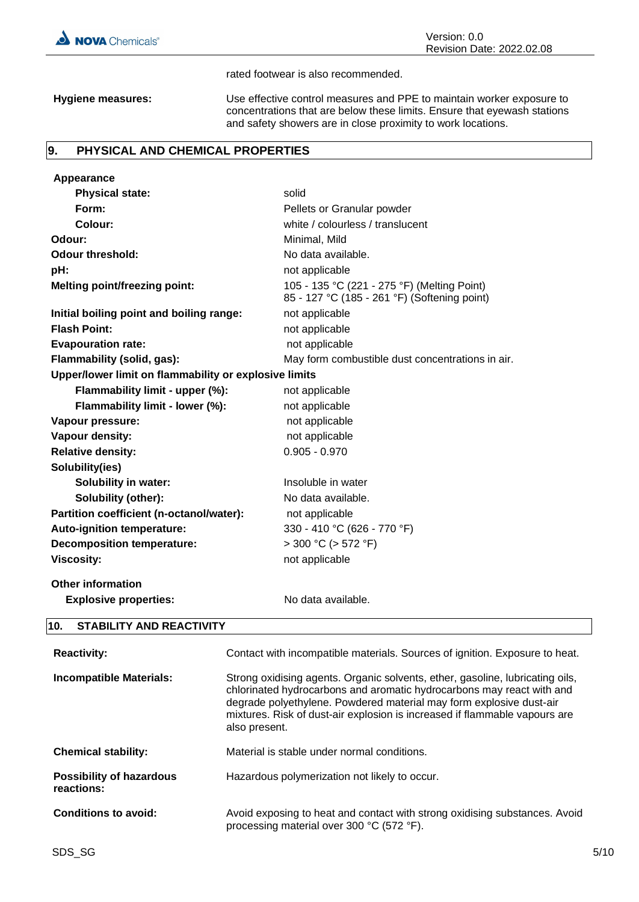rated footwear is also recommended.

**Hygiene measures:** Use effective control measures and PPE to maintain worker exposure to concentrations that are below these limits. Ensure that eyewash stations and safety showers are in close proximity to work locations.

## 9. PHYSICAL AND CHEMICAL PROPERTIES

| Property | Value |
|---|---|
| **Appearance** | |
| **Physical state:** | solid |
| **Form:** | Pellets or Granular powder |
| **Colour:** | white / colourless / translucent |
| **Odour:** | Minimal, Mild |
| **Odour threshold:** | No data available. |
| **pH:** | not applicable |
| **Melting point/freezing point:** | 105 - 135 °C (221 - 275 °F) (Melting Point)<br>85 - 127 °C (185 - 261 °F) (Softening point) |
| **Initial boiling point and boiling range:** | not applicable |
| **Flash Point:** | not applicable |
| **Evapouration rate:** | not applicable |
| **Flammability (solid, gas):** | May form combustible dust concentrations in air. |
| **Upper/lower limit on flammability or explosive limits** | |
| **Flammability limit - upper (%):** | not applicable |
| **Flammability limit - lower (%):** | not applicable |
| **Vapour pressure:** | not applicable |
| **Vapour density:** | not applicable |
| **Relative density:** | 0.905 - 0.970 |
| **Solubility(ies)** | |
| **Solubility in water:** | Insoluble in water |
| **Solubility (other):** | No data available. |
| **Partition coefficient (n-octanol/water):** | not applicable |
| **Auto-ignition temperature:** | 330 - 410 °C (626 - 770 °F) |
| **Decomposition temperature:** | > 300 °C (> 572 °F) |
| **Viscosity:** | not applicable |

**Other information**

| Property | Value |
|---|---|
| **Explosive properties:** | No data available. |

## 10. STABILITY AND REACTIVITY

**Reactivity:** Contact with incompatible materials. Sources of ignition. Exposure to heat.

**Incompatible Materials:** Strong oxidising agents. Organic solvents, ether, gasoline, lubricating oils, chlorinated hydrocarbons and aromatic hydrocarbons may react with and degrade polyethylene. Powdered material may form explosive dust-air mixtures. Risk of dust-air explosion is increased if flammable vapours are also present.

**Chemical stability:** Material is stable under normal conditions.

**Possibility of hazardous reactions:** Hazardous polymerization not likely to occur.

**Conditions to avoid:** Avoid exposing to heat and contact with strong oxidising substances. Avoid processing material over 300 °C (572 °F).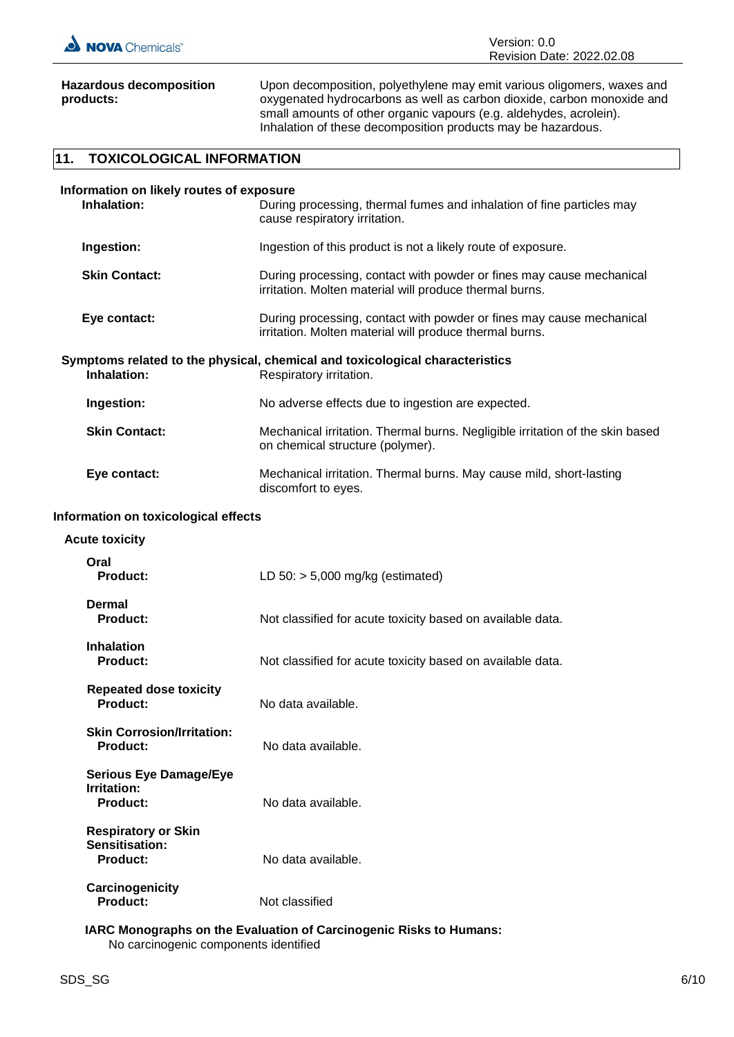**Hazardous decomposition products:** Upon decomposition, polyethylene may emit various oligomers, waxes and oxygenated hydrocarbons as well as carbon dioxide, carbon monoxide and small amounts of other organic vapours (e.g. aldehydes, acrolein). Inhalation of these decomposition products may be hazardous.

## 11. TOXICOLOGICAL INFORMATION

### Information on likely routes of exposure

**Inhalation:** During processing, thermal fumes and inhalation of fine particles may cause respiratory irritation.

**Ingestion:** Ingestion of this product is not a likely route of exposure.

**Skin Contact:** During processing, contact with powder or fines may cause mechanical irritation. Molten material will produce thermal burns.

**Eye contact:** During processing, contact with powder or fines may cause mechanical irritation. Molten material will produce thermal burns.

### Symptoms related to the physical, chemical and toxicological characteristics

**Inhalation:** Respiratory irritation.

**Ingestion:** No adverse effects due to ingestion are expected.

**Skin Contact:** Mechanical irritation. Thermal burns. Negligible irritation of the skin based on chemical structure (polymer).

**Eye contact:** Mechanical irritation. Thermal burns. May cause mild, short-lasting discomfort to eyes.

### Information on toxicological effects

**Acute toxicity**

**Oral**
**Product:** LD 50: > 5,000 mg/kg (estimated)

**Dermal**
**Product:** Not classified for acute toxicity based on available data.

**Inhalation**
**Product:** Not classified for acute toxicity based on available data.

**Repeated dose toxicity**
**Product:** No data available.

**Skin Corrosion/Irritation:**
**Product:** No data available.

**Serious Eye Damage/Eye Irritation:**
**Product:** No data available.

**Respiratory or Skin Sensitisation:**
**Product:** No data available.

**Carcinogenicity**
**Product:** Not classified

**IARC Monographs on the Evaluation of Carcinogenic Risks to Humans:**
No carcinogenic components identified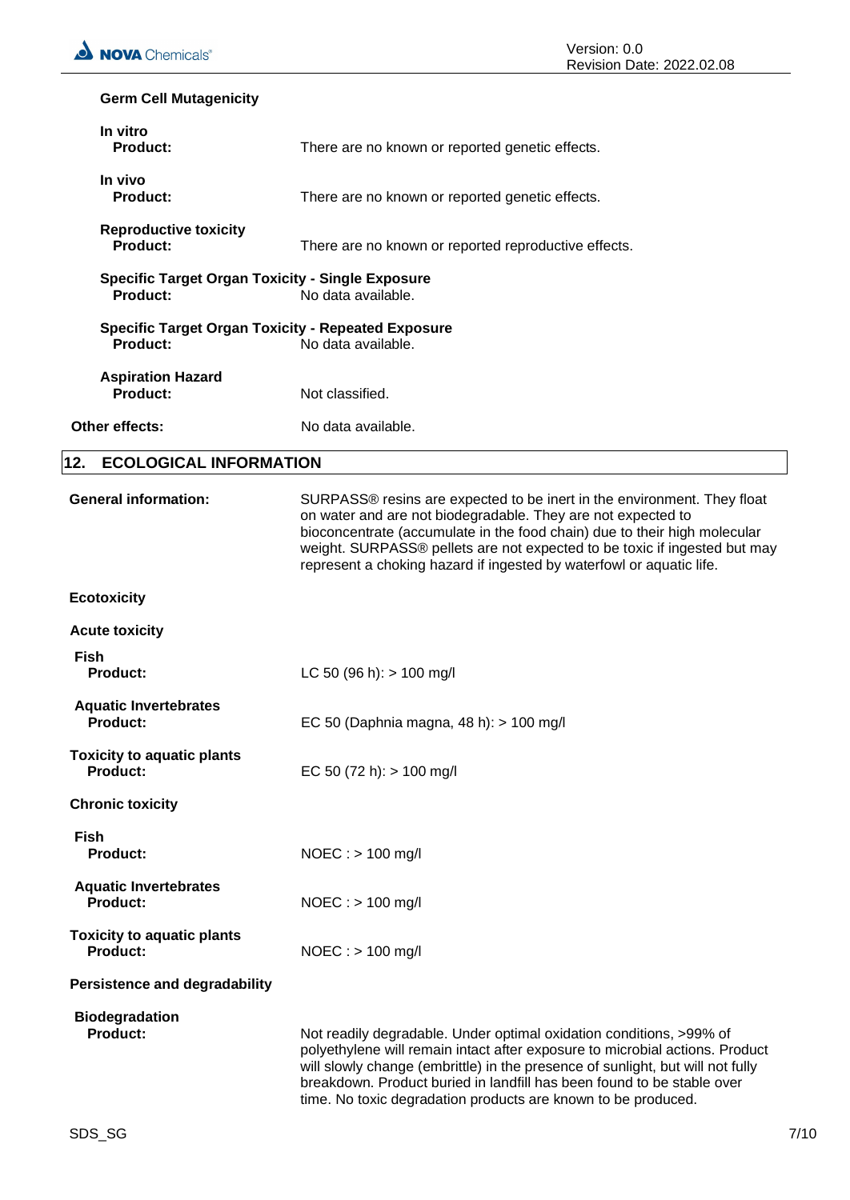**Germ Cell Mutagenicity**

**In vitro**

| | |
|---|---|
| **Product:** | There are no known or reported genetic effects. |

**In vivo**

| | |
|---|---|
| **Product:** | There are no known or reported genetic effects. |

**Reproductive toxicity**

| | |
|---|---|
| **Product:** | There are no known or reported reproductive effects. |

**Specific Target Organ Toxicity - Single Exposure**

| | |
|---|---|
| **Product:** | No data available. |

**Specific Target Organ Toxicity - Repeated Exposure**

| | |
|---|---|
| **Product:** | No data available. |

**Aspiration Hazard**

| | |
|---|---|
| **Product:** | Not classified. |

| | |
|---|---|
| **Other effects:** | No data available. |

## 12. ECOLOGICAL INFORMATION

| | |
|---|---|
| **General information:** | SURPASS® resins are expected to be inert in the environment. They float on water and are not biodegradable. They are not expected to bioconcentrate (accumulate in the food chain) due to their high molecular weight. SURPASS® pellets are not expected to be toxic if ingested but may represent a choking hazard if ingested by waterfowl or aquatic life. |

**Ecotoxicity**

**Acute toxicity**

**Fish**

| | |
|---|---|
| **Product:** | LC 50 (96 h): > 100 mg/l |

**Aquatic Invertebrates**

| | |
|---|---|
| **Product:** | EC 50 (Daphnia magna, 48 h): > 100 mg/l |

**Toxicity to aquatic plants**

| | |
|---|---|
| **Product:** | EC 50 (72 h): > 100 mg/l |

**Chronic toxicity**

**Fish**

| | |
|---|---|
| **Product:** | NOEC : > 100 mg/l |

**Aquatic Invertebrates**

| | |
|---|---|
| **Product:** | NOEC : > 100 mg/l |

**Toxicity to aquatic plants**

| | |
|---|---|
| **Product:** | NOEC : > 100 mg/l |

**Persistence and degradability**

**Biodegradation**

| | |
|---|---|
| **Product:** | Not readily degradable. Under optimal oxidation conditions, >99% of polyethylene will remain intact after exposure to microbial actions. Product will slowly change (embrittle) in the presence of sunlight, but will not fully breakdown. Product buried in landfill has been found to be stable over time. No toxic degradation products are known to be produced. |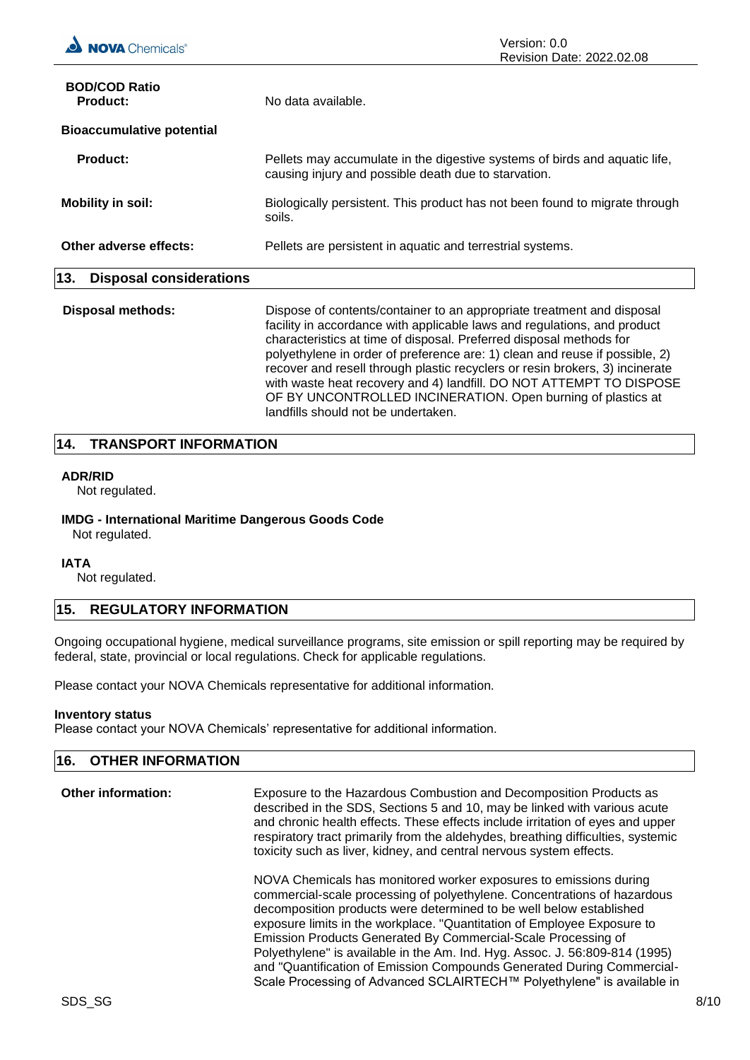**BOD/COD Ratio**

| | |
|---|---|
| **Product:** | No data available. |

**Bioaccumulative potential**

| | |
|---|---|
| **Product:** | Pellets may accumulate in the digestive systems of birds and aquatic life, causing injury and possible death due to starvation. |
| **Mobility in soil:** | Biologically persistent. This product has not been found to migrate through soils. |
| **Other adverse effects:** | Pellets are persistent in aquatic and terrestrial systems. |

## 13. Disposal considerations

| | |
|---|---|
| **Disposal methods:** | Dispose of contents/container to an appropriate treatment and disposal facility in accordance with applicable laws and regulations, and product characteristics at time of disposal. Preferred disposal methods for polyethylene in order of preference are: 1) clean and reuse if possible, 2) recover and resell through plastic recyclers or resin brokers, 3) incinerate with waste heat recovery and 4) landfill. DO NOT ATTEMPT TO DISPOSE OF BY UNCONTROLLED INCINERATION. Open burning of plastics at landfills should not be undertaken. |

## 14. TRANSPORT INFORMATION

**ADR/RID**
Not regulated.

**IMDG - International Maritime Dangerous Goods Code**
Not regulated.

**IATA**
Not regulated.

## 15. REGULATORY INFORMATION

Ongoing occupational hygiene, medical surveillance programs, site emission or spill reporting may be required by federal, state, provincial or local regulations. Check for applicable regulations.

Please contact your NOVA Chemicals representative for additional information.

**Inventory status**
Please contact your NOVA Chemicals' representative for additional information.

## 16. OTHER INFORMATION

**Other information:**

Exposure to the Hazardous Combustion and Decomposition Products as described in the SDS, Sections 5 and 10, may be linked with various acute and chronic health effects. These effects include irritation of eyes and upper respiratory tract primarily from the aldehydes, breathing difficulties, systemic toxicity such as liver, kidney, and central nervous system effects.

NOVA Chemicals has monitored worker exposures to emissions during commercial-scale processing of polyethylene. Concentrations of hazardous decomposition products were determined to be well below established exposure limits in the workplace. "Quantitation of Employee Exposure to Emission Products Generated By Commercial-Scale Processing of Polyethylene" is available in the Am. Ind. Hyg. Assoc. J. 56:809-814 (1995) and "Quantification of Emission Compounds Generated During Commercial-Scale Processing of Advanced SCLAIRTECH™ Polyethylene" is available in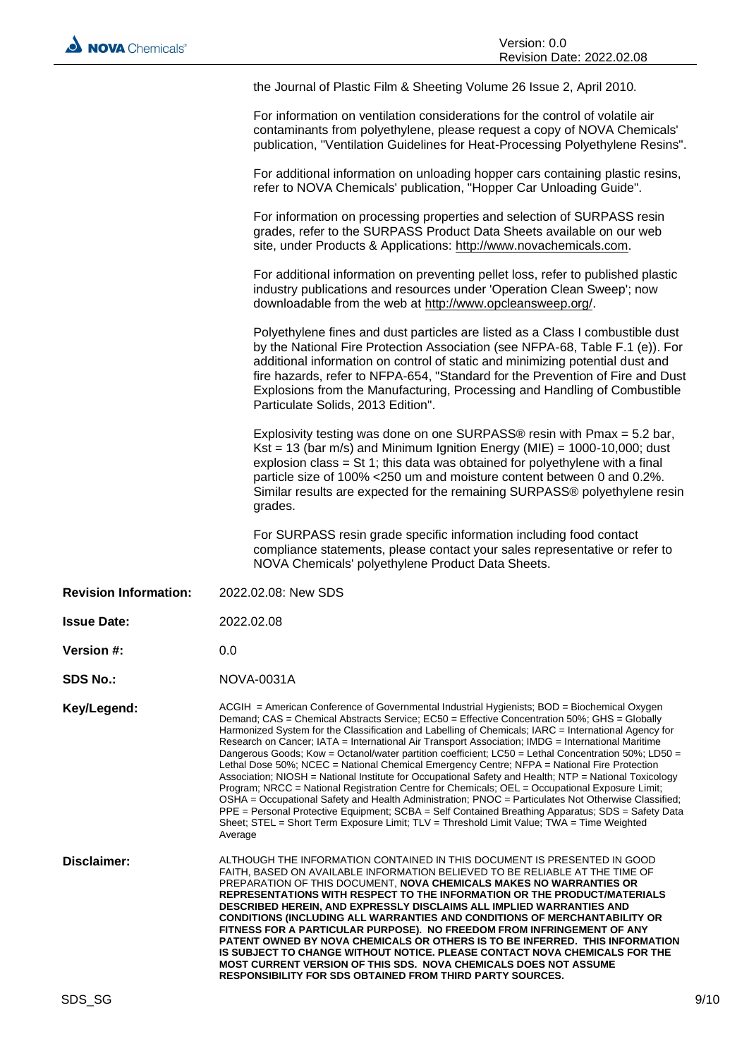the Journal of Plastic Film & Sheeting Volume 26 Issue 2, April 2010.

For information on ventilation considerations for the control of volatile air contaminants from polyethylene, please request a copy of NOVA Chemicals' publication, "Ventilation Guidelines for Heat-Processing Polyethylene Resins".

For additional information on unloading hopper cars containing plastic resins, refer to NOVA Chemicals' publication, "Hopper Car Unloading Guide".

For information on processing properties and selection of SURPASS resin grades, refer to the SURPASS Product Data Sheets available on our web site, under Products & Applications: http://www.novachemicals.com.

For additional information on preventing pellet loss, refer to published plastic industry publications and resources under 'Operation Clean Sweep'; now downloadable from the web at http://www.opcleansweep.org/.

Polyethylene fines and dust particles are listed as a Class I combustible dust by the National Fire Protection Association (see NFPA-68, Table F.1 (e)). For additional information on control of static and minimizing potential dust and fire hazards, refer to NFPA-654, "Standard for the Prevention of Fire and Dust Explosions from the Manufacturing, Processing and Handling of Combustible Particulate Solids, 2013 Edition".

Explosivity testing was done on one SURPASS® resin with Pmax = 5.2 bar, Kst = 13 (bar m/s) and Minimum Ignition Energy (MIE) = 1000-10,000; dust explosion class = St 1; this data was obtained for polyethylene with a final particle size of 100% <250 um and moisture content between 0 and 0.2%. Similar results are expected for the remaining SURPASS® polyethylene resin grades.

For SURPASS resin grade specific information including food contact compliance statements, please contact your sales representative or refer to NOVA Chemicals' polyethylene Product Data Sheets.

**Revision Information:** 2022.02.08: New SDS

**Issue Date:** 2022.02.08

**Version #:** 0.0

**SDS No.:** NOVA-0031A

**Key/Legend:** ACGIH = American Conference of Governmental Industrial Hygienists; BOD = Biochemical Oxygen Demand; CAS = Chemical Abstracts Service; EC50 = Effective Concentration 50%; GHS = Globally Harmonized System for the Classification and Labelling of Chemicals; IARC = International Agency for Research on Cancer; IATA = International Air Transport Association; IMDG = International Maritime Dangerous Goods; Kow = Octanol/water partition coefficient; LC50 = Lethal Concentration 50%; LD50 = Lethal Dose 50%; NCEC = National Chemical Emergency Centre; NFPA = National Fire Protection Association; NIOSH = National Institute for Occupational Safety and Health; NTP = National Toxicology Program; NRCC = National Registration Centre for Chemicals; OEL = Occupational Exposure Limit; OSHA = Occupational Safety and Health Administration; PNOC = Particulates Not Otherwise Classified; PPE = Personal Protective Equipment; SCBA = Self Contained Breathing Apparatus; SDS = Safety Data Sheet; STEL = Short Term Exposure Limit; TLV = Threshold Limit Value; TWA = Time Weighted Average

**Disclaimer:** ALTHOUGH THE INFORMATION CONTAINED IN THIS DOCUMENT IS PRESENTED IN GOOD FAITH, BASED ON AVAILABLE INFORMATION BELIEVED TO BE RELIABLE AT THE TIME OF PREPARATION OF THIS DOCUMENT, **NOVA CHEMICALS MAKES NO WARRANTIES OR REPRESENTATIONS WITH RESPECT TO THE INFORMATION OR THE PRODUCT/MATERIALS DESCRIBED HEREIN, AND EXPRESSLY DISCLAIMS ALL IMPLIED WARRANTIES AND CONDITIONS (INCLUDING ALL WARRANTIES AND CONDITIONS OF MERCHANTABILITY OR FITNESS FOR A PARTICULAR PURPOSE). NO FREEDOM FROM INFRINGEMENT OF ANY PATENT OWNED BY NOVA CHEMICALS OR OTHERS IS TO BE INFERRED. THIS INFORMATION IS SUBJECT TO CHANGE WITHOUT NOTICE. PLEASE CONTACT NOVA CHEMICALS FOR THE MOST CURRENT VERSION OF THIS SDS. NOVA CHEMICALS DOES NOT ASSUME RESPONSIBILITY FOR SDS OBTAINED FROM THIRD PARTY SOURCES.**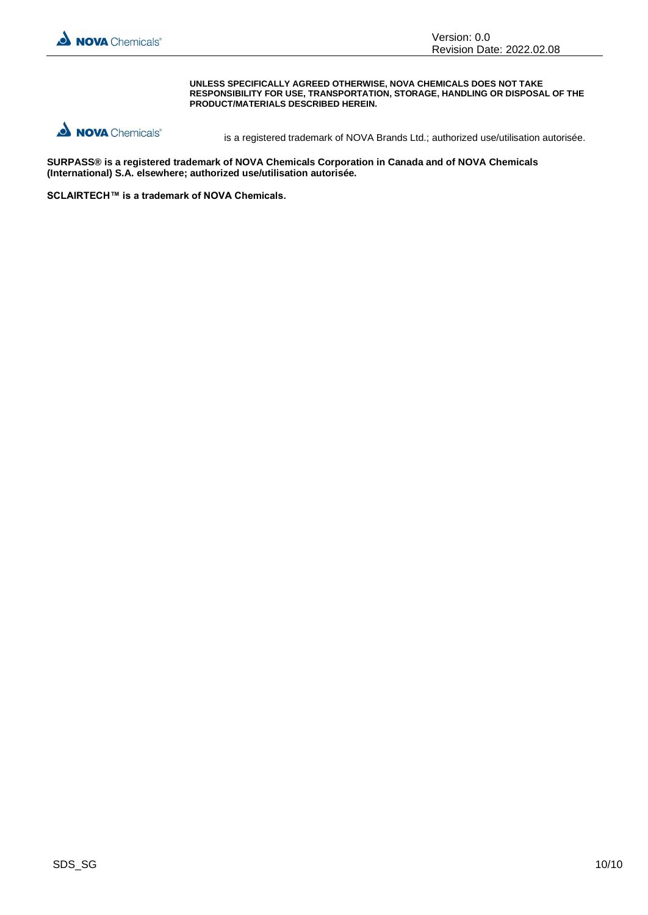**UNLESS SPECIFICALLY AGREED OTHERWISE, NOVA CHEMICALS DOES NOT TAKE RESPONSIBILITY FOR USE, TRANSPORTATION, STORAGE, HANDLING OR DISPOSAL OF THE PRODUCT/MATERIALS DESCRIBED HEREIN.**

NOVA Chemicals® is a registered trademark of NOVA Brands Ltd.; authorized use/utilisation autorisée.

**SURPASS® is a registered trademark of NOVA Chemicals Corporation in Canada and of NOVA Chemicals (International) S.A. elsewhere; authorized use/utilisation autorisée.**

**SCLAIRTECH™ is a trademark of NOVA Chemicals.**